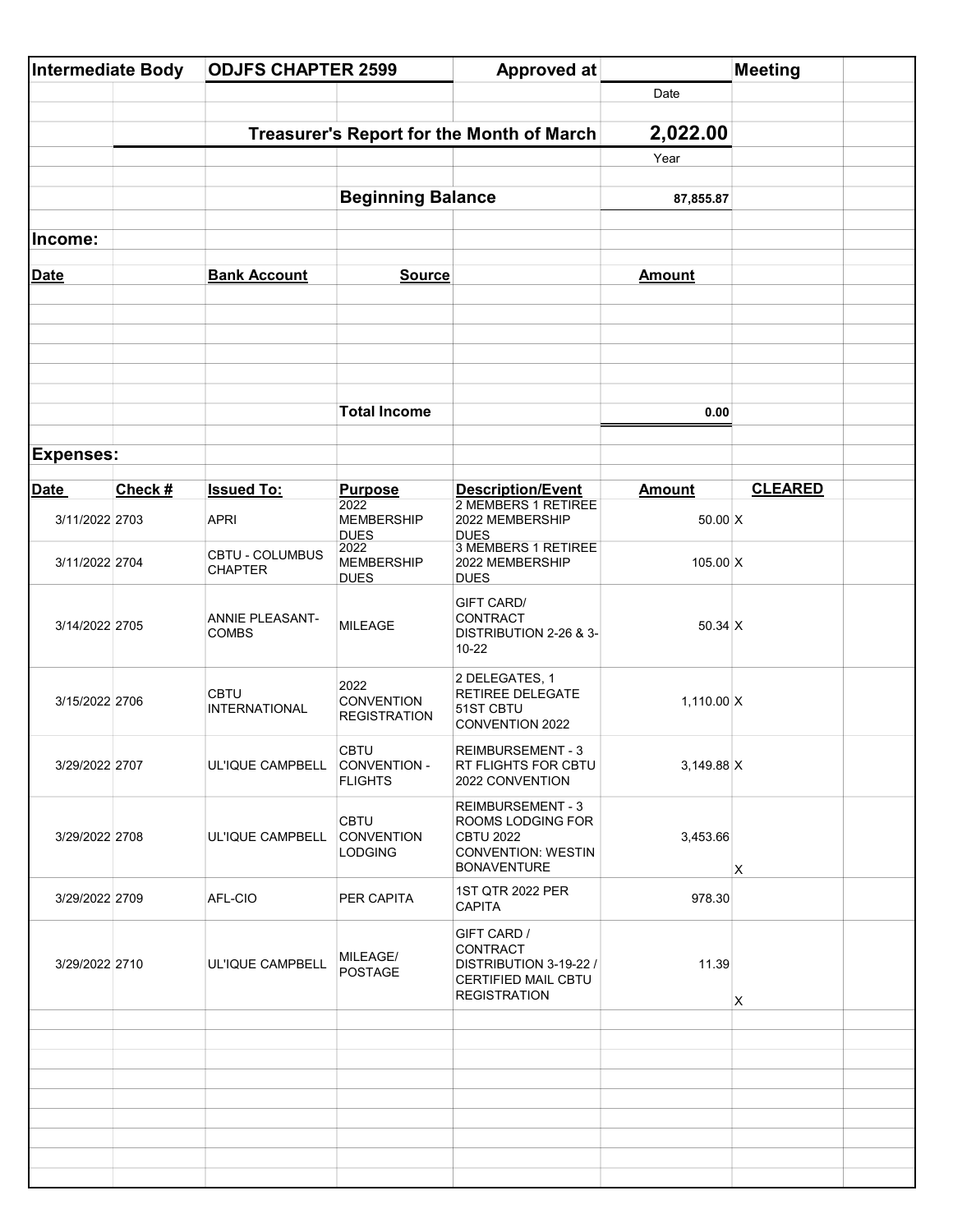| Intermediate Body | ODJFS CHAPTER 2599 | Approved at | | Meeting |
|---|---|---|---|---|
| | | | Date | |

**Treasurer's Report for the Month of March** **2,022.00**

Year

**Beginning Balance** 87,855.87

## Income:

| Date | Bank Account | Source | Amount |
|---|---|---|---|
| | | | |
| | | **Total Income** | 0.00 |

## Expenses:

| Date | Check # | Issued To: | Purpose | Description/Event | Amount | CLEARED |
|---|---|---|---|---|---|---|
| 3/11/2022 | 2703 | APRI | 2022 MEMBERSHIP DUES | 2 MEMBERS 1 RETIREE 2022 MEMBERSHIP DUES | 50.00 | X |
| 3/11/2022 | 2704 | CBTU - COLUMBUS CHAPTER | 2022 MEMBERSHIP DUES | 3 MEMBERS 1 RETIREE 2022 MEMBERSHIP DUES | 105.00 | X |
| 3/14/2022 | 2705 | ANNIE PLEASANT-COMBS | MILEAGE | GIFT CARD/ CONTRACT DISTRIBUTION 2-26 & 3-10-22 | 50.34 | X |
| 3/15/2022 | 2706 | CBTU INTERNATIONAL | 2022 CONVENTION REGISTRATION | 2 DELEGATES, 1 RETIREE DELEGATE 51ST CBTU CONVENTION 2022 | 1,110.00 | X |
| 3/29/2022 | 2707 | UL'IQUE CAMPBELL | CBTU CONVENTION - FLIGHTS | REIMBURSEMENT - 3 RT FLIGHTS FOR CBTU 2022 CONVENTION | 3,149.88 | X |
| 3/29/2022 | 2708 | UL'IQUE CAMPBELL | CBTU CONVENTION LODGING | REIMBURSEMENT - 3 ROOMS LODGING FOR CBTU 2022 CONVENTION: WESTIN BONAVENTURE | 3,453.66 | X |
| 3/29/2022 | 2709 | AFL-CIO | PER CAPITA | 1ST QTR 2022 PER CAPITA | 978.30 | |
| 3/29/2022 | 2710 | UL'IQUE CAMPBELL | MILEAGE/ POSTAGE | GIFT CARD / CONTRACT DISTRIBUTION 3-19-22 / CERTIFIED MAIL CBTU REGISTRATION | 11.39 | X |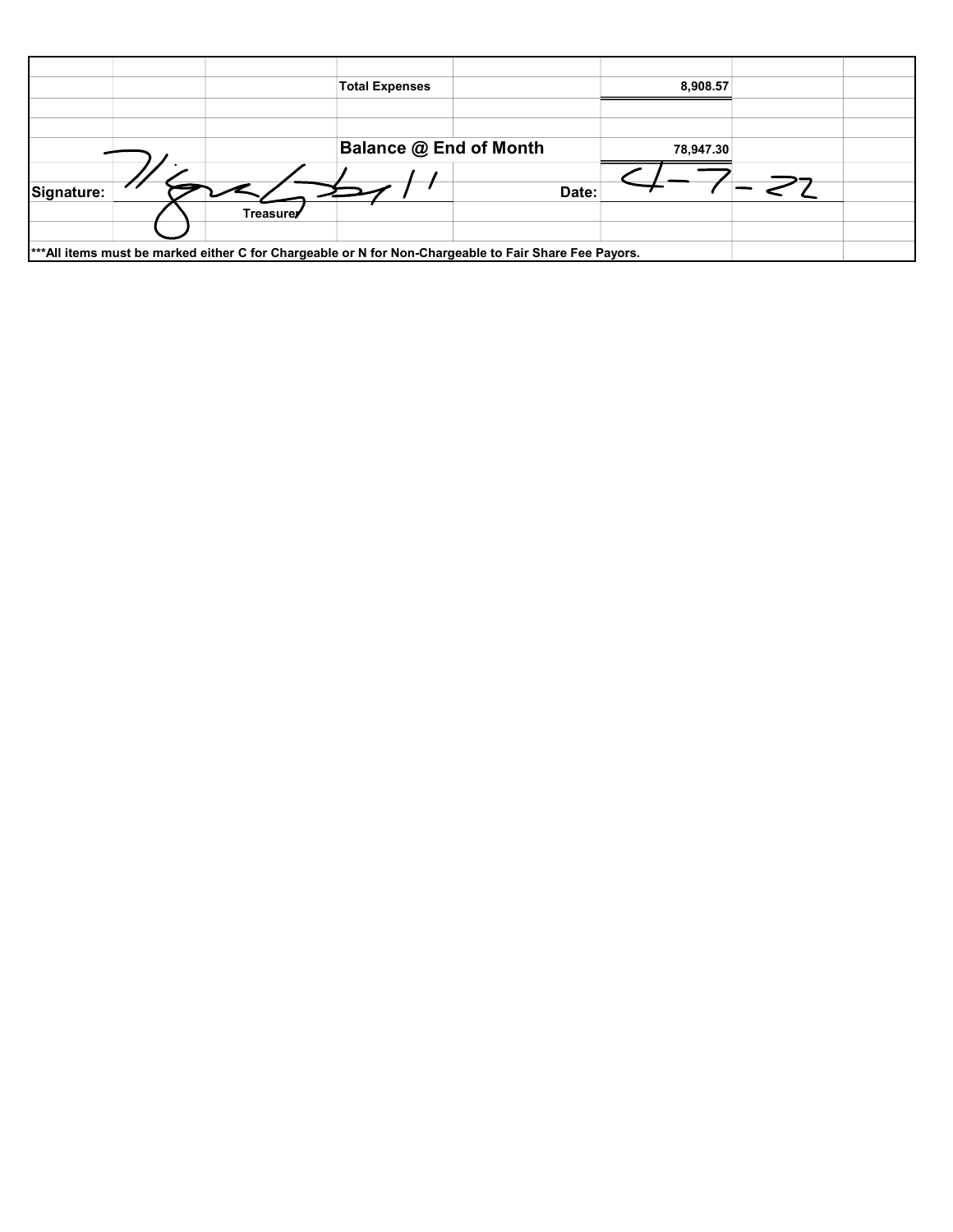| | | | | | | | |
|---|---|---|---|---|---|---|---|
| | | | Total Expenses | | 8,908.57 | | |
| | | | | | | | |
| | | | | | | | |
| | | | Balance @ End of Month | | 78,947.30 | | |
| Signature: | | | | Date: | 4-7-22 | | |
| | | Treasurer | | | | | |
| | | | | | | | |

***All items must be marked either C for Chargeable or N for Non-Chargeable to Fair Share Fee Payors.